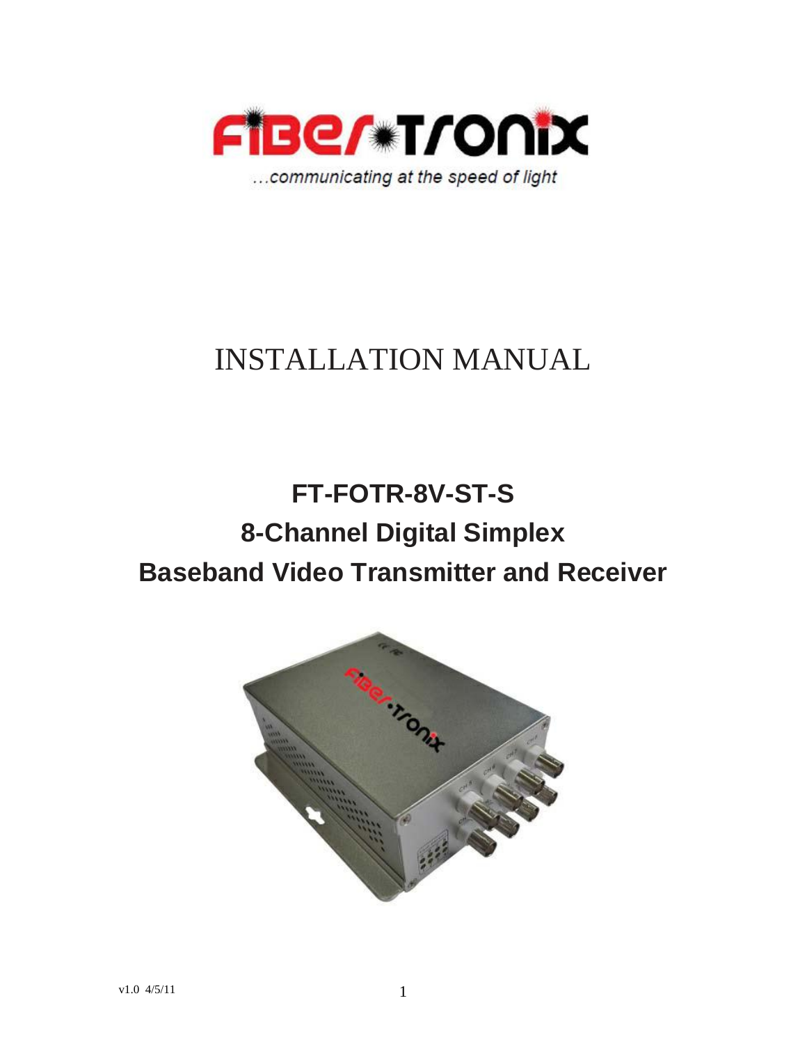FIBER-TRONIX

...communicating at the speed of light

# INSTALLATION MANUAL

## FT-FOTR-8V-ST-S
## 8-Channel Digital Simplex
## Baseband Video Transmitter and Receiver

v1.0 4/5/11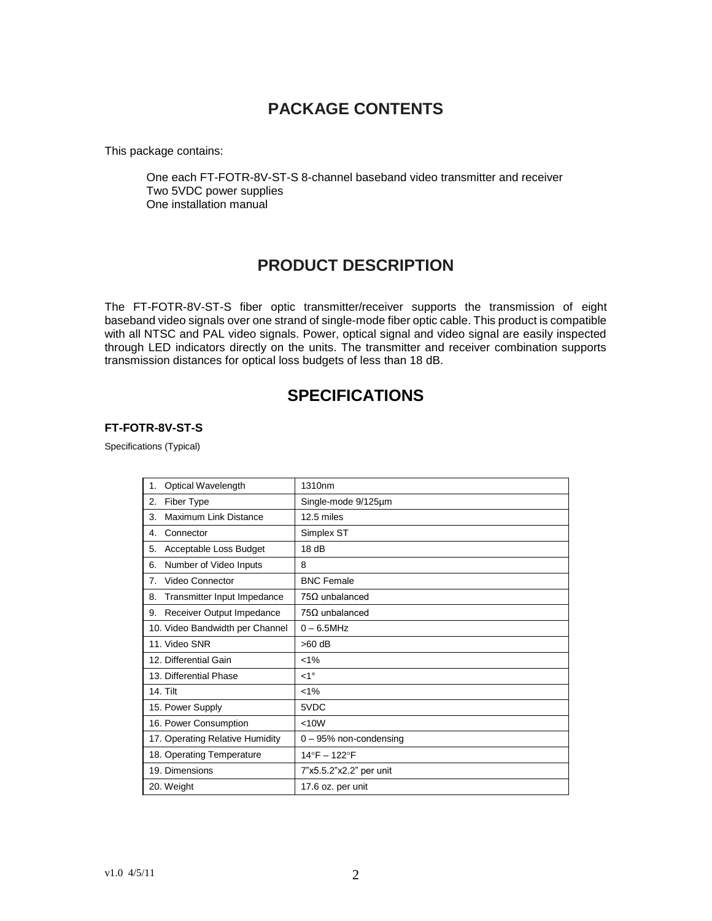## PACKAGE CONTENTS

This package contains:

One each FT-FOTR-8V-ST-S 8-channel baseband video transmitter and receiver
Two 5VDC power supplies
One installation manual

## PRODUCT DESCRIPTION

The FT-FOTR-8V-ST-S fiber optic transmitter/receiver supports the transmission of eight baseband video signals over one strand of single-mode fiber optic cable. This product is compatible with all NTSC and PAL video signals. Power, optical signal and video signal are easily inspected through LED indicators directly on the units. The transmitter and receiver combination supports transmission distances for optical loss budgets of less than 18 dB.

## SPECIFICATIONS

**FT-FOTR-8V-ST-S**

Specifications (Typical)

| | |
|---|---|
| 1. Optical Wavelength | 1310nm |
| 2. Fiber Type | Single-mode 9/125µm |
| 3. Maximum Link Distance | 12.5 miles |
| 4. Connector | Simplex ST |
| 5. Acceptable Loss Budget | 18 dB |
| 6. Number of Video Inputs | 8 |
| 7. Video Connector | BNC Female |
| 8. Transmitter Input Impedance | 75Ω unbalanced |
| 9. Receiver Output Impedance | 75Ω unbalanced |
| 10. Video Bandwidth per Channel | 0 – 6.5MHz |
| 11. Video SNR | >60 dB |
| 12. Differential Gain | <1% |
| 13. Differential Phase | <1° |
| 14. Tilt | <1% |
| 15. Power Supply | 5VDC |
| 16. Power Consumption | <10W |
| 17. Operating Relative Humidity | 0 – 95% non-condensing |
| 18. Operating Temperature | 14°F – 122°F |
| 19. Dimensions | 7"x5.5.2"x2.2" per unit |
| 20. Weight | 17.6 oz. per unit |

v1.0 4/5/11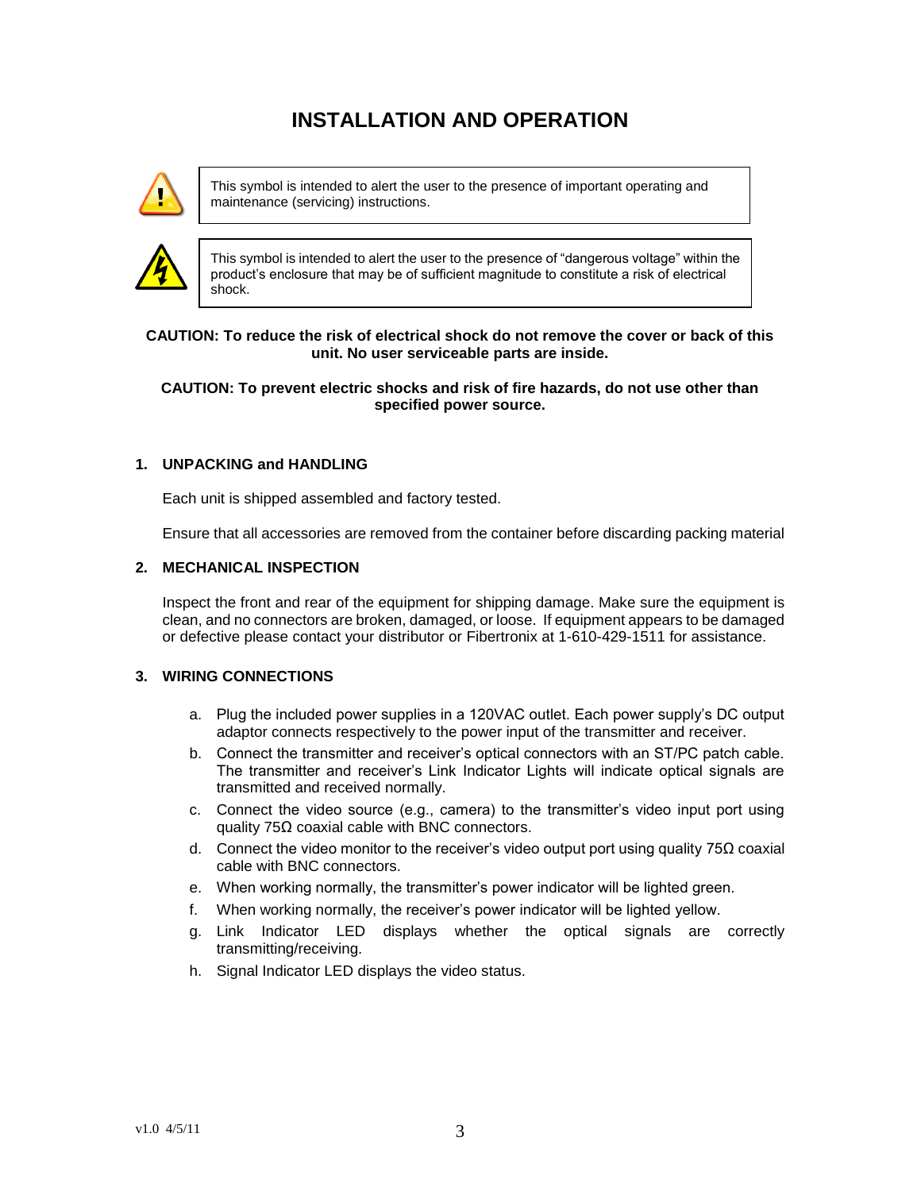# INSTALLATION AND OPERATION

This symbol is intended to alert the user to the presence of important operating and maintenance (servicing) instructions.

This symbol is intended to alert the user to the presence of "dangerous voltage" within the product's enclosure that may be of sufficient magnitude to constitute a risk of electrical shock.

**CAUTION: To reduce the risk of electrical shock do not remove the cover or back of this unit. No user serviceable parts are inside.**

**CAUTION: To prevent electric shocks and risk of fire hazards, do not use other than specified power source.**

## 1. UNPACKING and HANDLING

Each unit is shipped assembled and factory tested.

Ensure that all accessories are removed from the container before discarding packing material

## 2. MECHANICAL INSPECTION

Inspect the front and rear of the equipment for shipping damage. Make sure the equipment is clean, and no connectors are broken, damaged, or loose. If equipment appears to be damaged or defective please contact your distributor or Fibertronix at 1-610-429-1511 for assistance.

## 3. WIRING CONNECTIONS

a. Plug the included power supplies in a 120VAC outlet. Each power supply's DC output adaptor connects respectively to the power input of the transmitter and receiver.
b. Connect the transmitter and receiver's optical connectors with an ST/PC patch cable. The transmitter and receiver's Link Indicator Lights will indicate optical signals are transmitted and received normally.
c. Connect the video source (e.g., camera) to the transmitter's video input port using quality 75Ω coaxial cable with BNC connectors.
d. Connect the video monitor to the receiver's video output port using quality 75Ω coaxial cable with BNC connectors.
e. When working normally, the transmitter's power indicator will be lighted green.
f. When working normally, the receiver's power indicator will be lighted yellow.
g. Link Indicator LED displays whether the optical signals are correctly transmitting/receiving.
h. Signal Indicator LED displays the video status.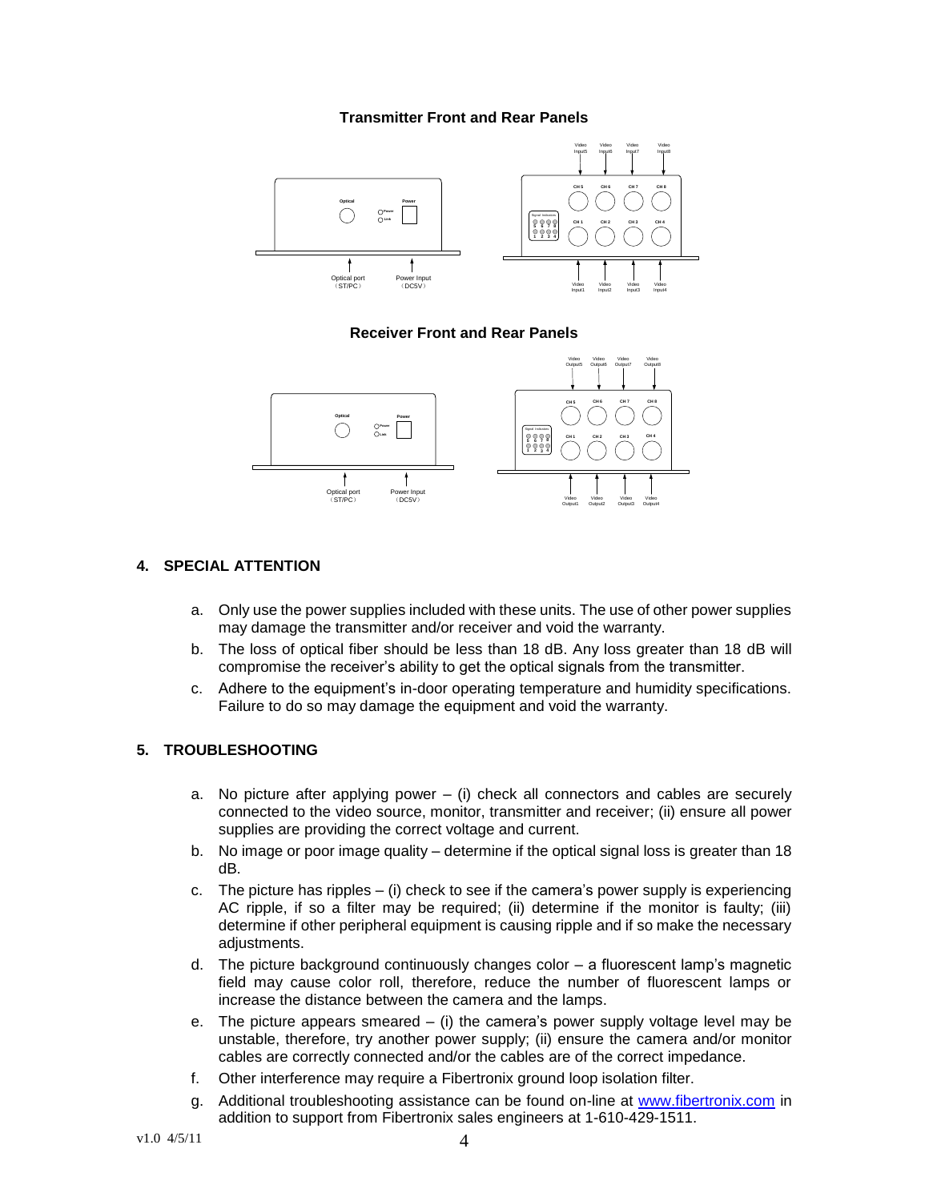**Transmitter Front and Rear Panels**

Optical
Power
Power
Link
Optical port
（ST/PC）
Power Input
（DC5V）

Video Input5
Video Input6
Video Input7
Video Input8
CH 5
CH 6
CH 7
CH 8
Signal Indicators
CH 1
CH 2
CH 3
CH 4
Video Input1
Video Input2
Video Input3
Video Input4

**Receiver Front and Rear Panels**

Optical
Power
Power
Link
Optical port
（ST/PC）
Power Input
（DC5V）

Video Output5
Video Output6
Video Output7
Video Output8
CH 5
CH 6
CH 7
CH 8
Signal Indicators
CH 1
CH 2
CH 3
CH 4
Video Output1
Video Output2
Video Output3
Video Output4

## 4. SPECIAL ATTENTION

a. Only use the power supplies included with these units. The use of other power supplies may damage the transmitter and/or receiver and void the warranty.

b. The loss of optical fiber should be less than 18 dB. Any loss greater than 18 dB will compromise the receiver's ability to get the optical signals from the transmitter.

c. Adhere to the equipment's in-door operating temperature and humidity specifications. Failure to do so may damage the equipment and void the warranty.

## 5. TROUBLESHOOTING

a. No picture after applying power – (i) check all connectors and cables are securely connected to the video source, monitor, transmitter and receiver; (ii) ensure all power supplies are providing the correct voltage and current.

b. No image or poor image quality – determine if the optical signal loss is greater than 18 dB.

c. The picture has ripples – (i) check to see if the camera's power supply is experiencing AC ripple, if so a filter may be required; (ii) determine if the monitor is faulty; (iii) determine if other peripheral equipment is causing ripple and if so make the necessary adjustments.

d. The picture background continuously changes color – a fluorescent lamp's magnetic field may cause color roll, therefore, reduce the number of fluorescent lamps or increase the distance between the camera and the lamps.

e. The picture appears smeared – (i) the camera's power supply voltage level may be unstable, therefore, try another power supply; (ii) ensure the camera and/or monitor cables are correctly connected and/or the cables are of the correct impedance.

f. Other interference may require a Fibertronix ground loop isolation filter.

g. Additional troubleshooting assistance can be found on-line at www.fibertronix.com in addition to support from Fibertronix sales engineers at 1-610-429-1511.

v1.0 4/5/11